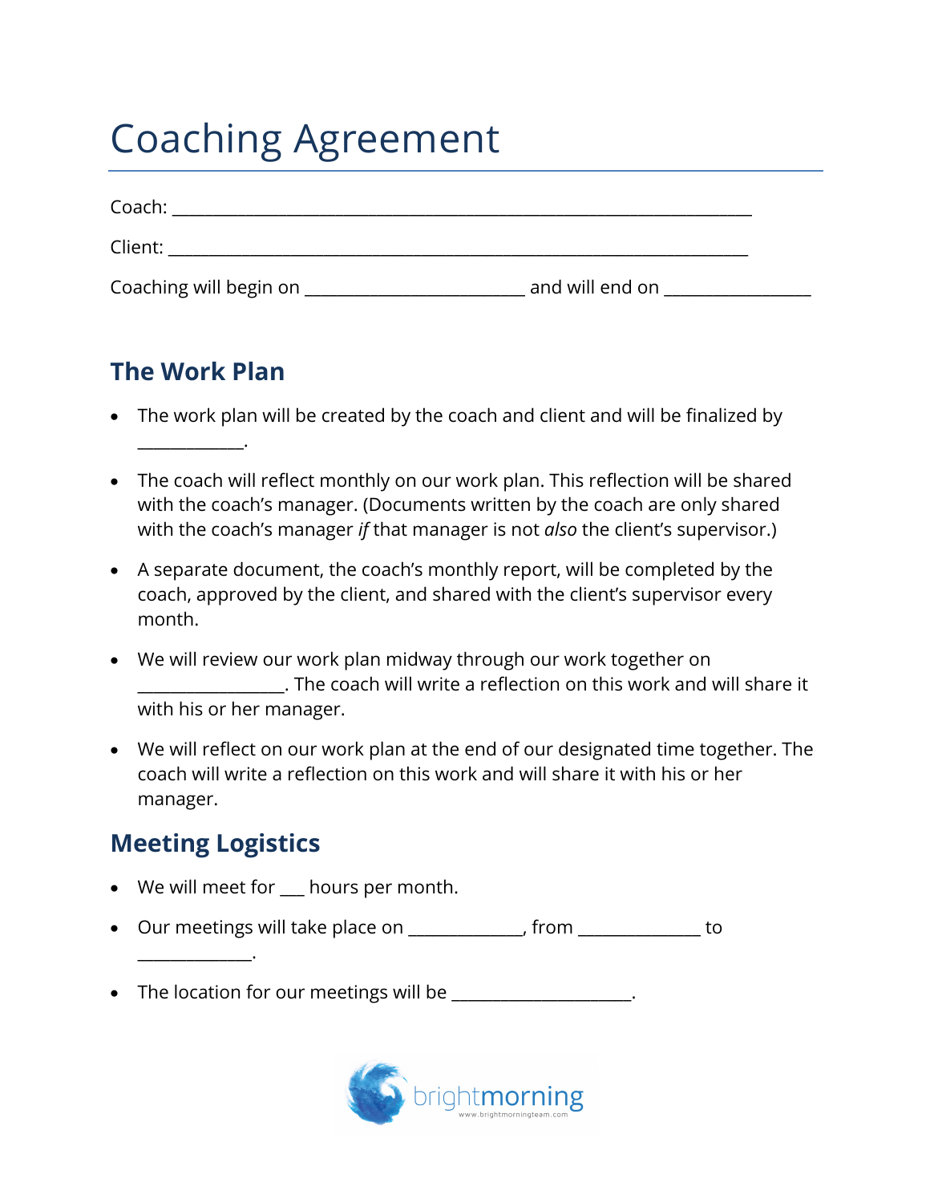# Coaching Agreement

Coach: ______________________________________________________________________

Client: ______________________________________________________________________

Coaching will begin on __________________________ and will end on _________________

## The Work Plan

- The work plan will be created by the coach and client and will be finalized by _____________.
- The coach will reflect monthly on our work plan. This reflection will be shared with the coach's manager. (Documents written by the coach are only shared with the coach's manager *if* that manager is not *also* the client's supervisor.)
- A separate document, the coach's monthly report, will be completed by the coach, approved by the client, and shared with the client's supervisor every month.
- We will review our work plan midway through our work together on _________________. The coach will write a reflection on this work and will share it with his or her manager.
- We will reflect on our work plan at the end of our designated time together. The coach will write a reflection on this work and will share it with his or her manager.

## Meeting Logistics

- We will meet for ___ hours per month.
- Our meetings will take place on _____________, from ______________ to ______________.
- The location for our meetings will be _____________________.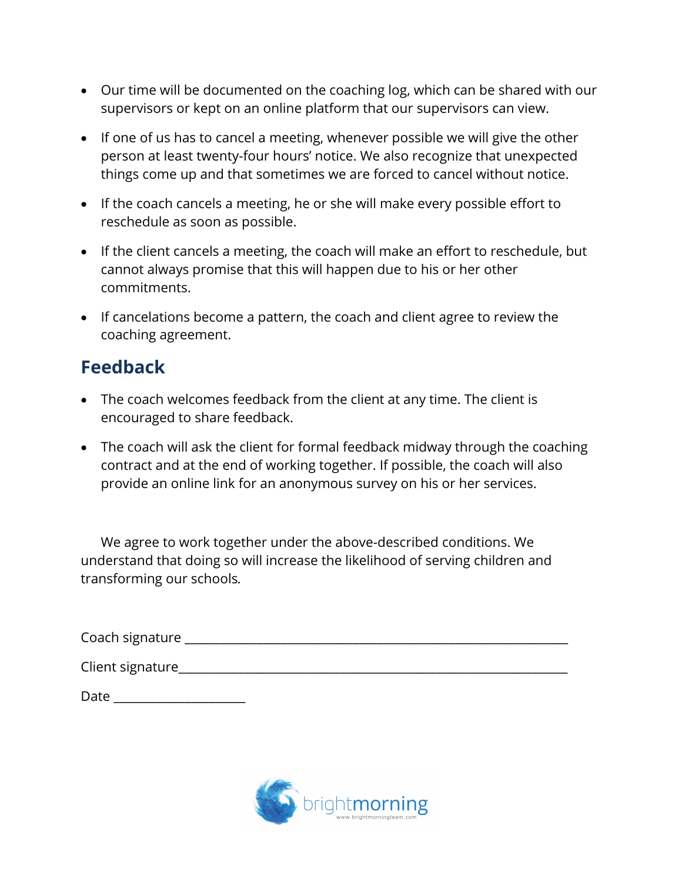- Our time will be documented on the coaching log, which can be shared with our supervisors or kept on an online platform that our supervisors can view.
- If one of us has to cancel a meeting, whenever possible we will give the other person at least twenty-four hours' notice. We also recognize that unexpected things come up and that sometimes we are forced to cancel without notice.
- If the coach cancels a meeting, he or she will make every possible effort to reschedule as soon as possible.
- If the client cancels a meeting, the coach will make an effort to reschedule, but cannot always promise that this will happen due to his or her other commitments.
- If cancelations become a pattern, the coach and client agree to review the coaching agreement.

## Feedback

- The coach welcomes feedback from the client at any time. The client is encouraged to share feedback.
- The coach will ask the client for formal feedback midway through the coaching contract and at the end of working together. If possible, the coach will also provide an online link for an anonymous survey on his or her services.

We agree to work together under the above-described conditions. We understand that doing so will increase the likelihood of serving children and transforming our schools.

Coach signature ______________________________________________

Client signature ______________________________________________

Date ____________________

brightmorning
www.brightmorningteam.com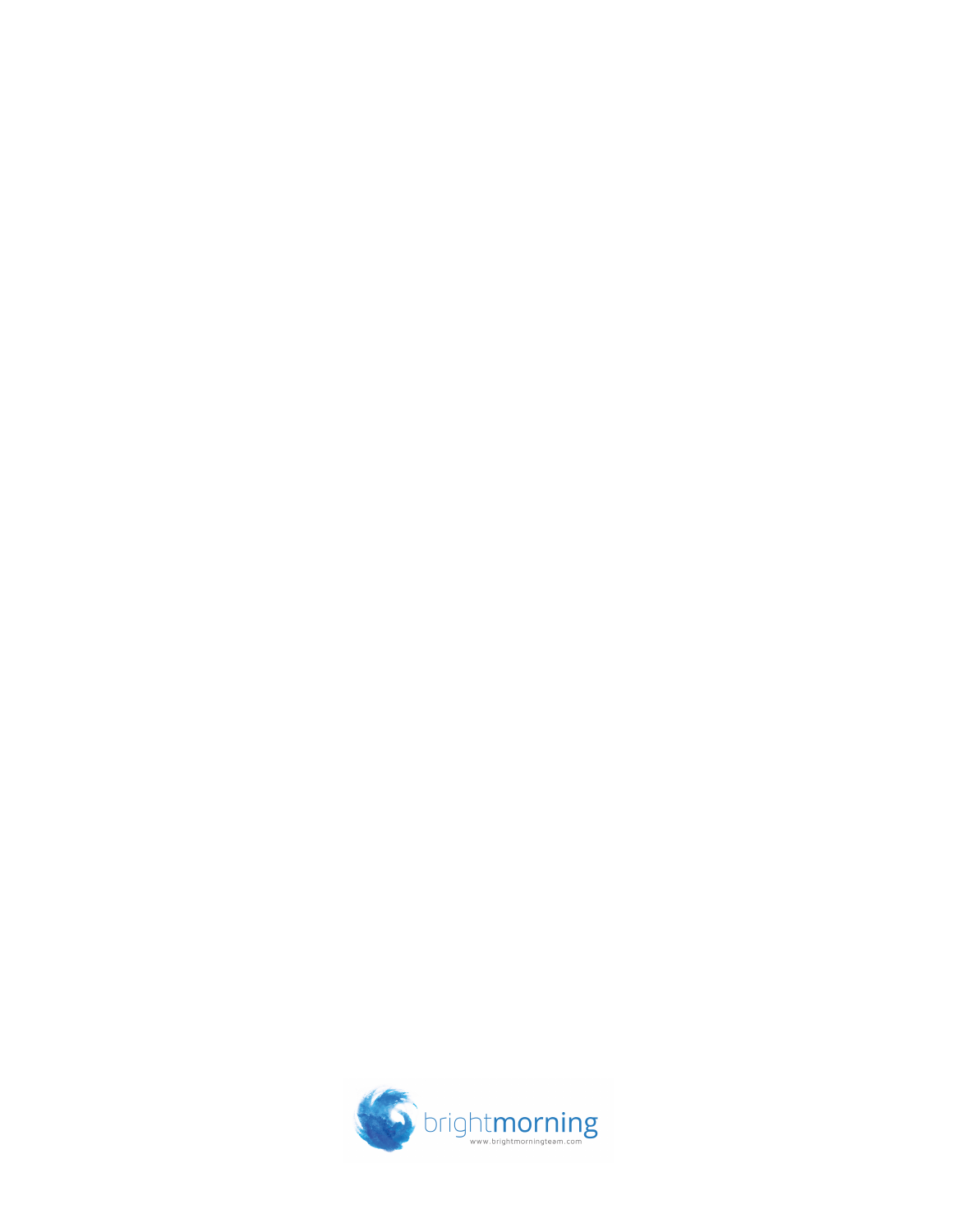brightmorning

www.brightmorningteam.com